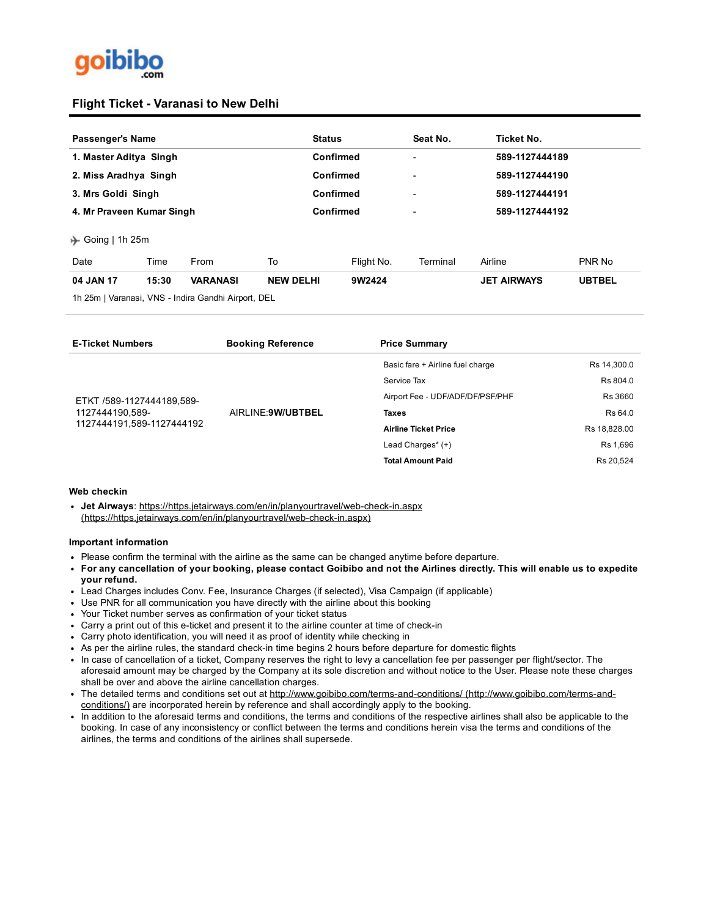goibibo.com

# Flight Ticket - Varanasi to New Delhi

| Passenger's Name | Status | Seat No. | Ticket No. |
|---|---|---|---|
| **1. Master Aditya Singh** | **Confirmed** | - | **589-1127444189** |
| **2. Miss Aradhya Singh** | **Confirmed** | - | **589-1127444190** |
| **3. Mrs Goldi Singh** | **Confirmed** | - | **589-1127444191** |
| **4. Mr Praveen Kumar Singh** | **Confirmed** | - | **589-1127444192** |

Going | 1h 25m

| Date | Time | From | To | Flight No. | Terminal | Airline | PNR No |
|---|---|---|---|---|---|---|---|
| **04 JAN 17** | **15:30** | **VARANASI** | **NEW DELHI** | **9W2424** | | **JET AIRWAYS** | **UBTBEL** |

1h 25m | Varanasi, VNS - Indira Gandhi Airport, DEL

| E-Ticket Numbers | Booking Reference | Price Summary | |
|---|---|---|---|
| ETKT /589-1127444189,589-1127444190,589-1127444191,589-1127444192 | AIRLINE:**9W/UBTBEL** | Basic fare + Airline fuel charge | Rs 14,300.0 |
| | | Service Tax | Rs 804.0 |
| | | Airport Fee - UDF/ADF/DF/PSF/PHF | Rs 3660 |
| | | **Taxes** | Rs 64.0 |
| | | **Airline Ticket Price** | Rs 18,828.00 |
| | | Lead Charges* (+) | Rs 1,696 |
| | | **Total Amount Paid** | Rs 20,524 |

**Web checkin**

- **Jet Airways**: https://https.jetairways.com/en/in/planyourtravel/web-check-in.aspx (https://https.jetairways.com/en/in/planyourtravel/web-check-in.aspx)

**Important information**

- Please confirm the terminal with the airline as the same can be changed anytime before departure.
- **For any cancellation of your booking, please contact Goibibo and not the Airlines directly. This will enable us to expedite your refund.**
- Lead Charges includes Conv. Fee, Insurance Charges (if selected), Visa Campaign (if applicable)
- Use PNR for all communication you have directly with the airline about this booking
- Your Ticket number serves as confirmation of your ticket status
- Carry a print out of this e-ticket and present it to the airline counter at time of check-in
- Carry photo identification, you will need it as proof of identity while checking in
- As per the airline rules, the standard check-in time begins 2 hours before departure for domestic flights
- In case of cancellation of a ticket, Company reserves the right to levy a cancellation fee per passenger per flight/sector. The aforesaid amount may be charged by the Company at its sole discretion and without notice to the User. Please note these charges shall be over and above the airline cancellation charges.
- The detailed terms and conditions set out at http://www.goibibo.com/terms-and-conditions/ (http://www.goibibo.com/terms-and-conditions/) are incorporated herein by reference and shall accordingly apply to the booking.
- In addition to the aforesaid terms and conditions, the terms and conditions of the respective airlines shall also be applicable to the booking. In case of any inconsistency or conflict between the terms and conditions herein visa the terms and conditions of the airlines, the terms and conditions of the airlines shall supersede.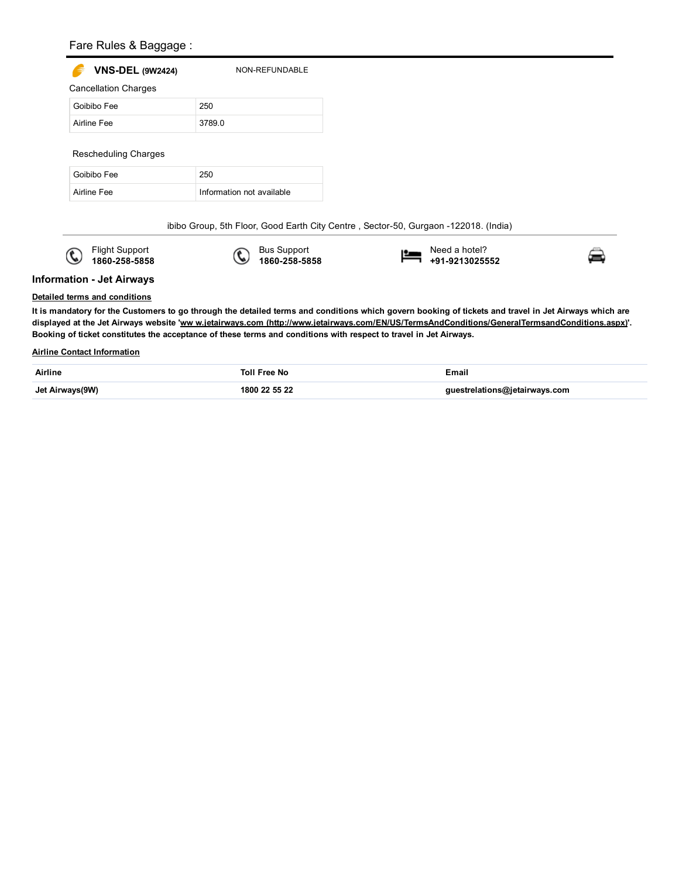## Fare Rules & Baggage :

**VNS-DEL** **(9W2424)** NON-REFUNDABLE

Cancellation Charges

| | |
|---|---|
| Goibibo Fee | 250 |
| Airline Fee | 3789.0 |

Rescheduling Charges

| | |
|---|---|
| Goibibo Fee | 250 |
| Airline Fee | Information not available |

ibibo Group, 5th Floor, Good Earth City Centre , Sector-50, Gurgaon -122018. (India)

Flight Support
**1860-258-5858**

Bus Support
**1860-258-5858**

Need a hotel?
**+91-9213025552**

### Information - Jet Airways

**Detailed terms and conditions**

**It is mandatory for the Customers to go through the detailed terms and conditions which govern booking of tickets and travel in Jet Airways which are displayed at the Jet Airways website 'ww w.jetairways.com (http://www.jetairways.com/EN/US/TermsAndConditions/GeneralTermsandConditions.aspx)'. Booking of ticket constitutes the acceptance of these terms and conditions with respect to travel in Jet Airways.**

**Airline Contact Information**

| Airline | Toll Free No | Email |
|---|---|---|
| Jet Airways(9W) | 1800 22 55 22 | guestrelations@jetairways.com |